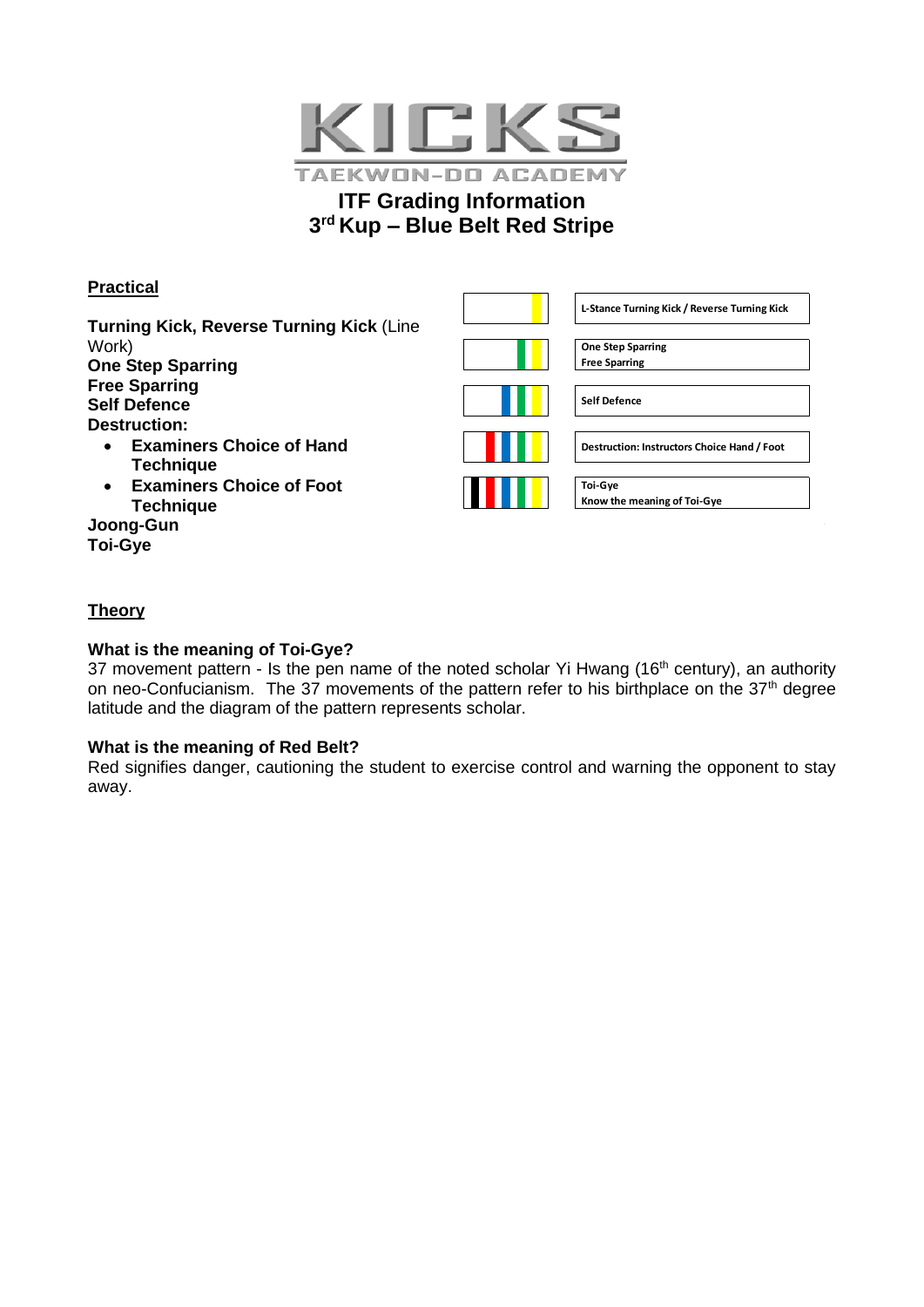KICKS

TAEKWON-DO ACADEMY

# ITF Grading Information
# 3rd Kup – Blue Belt Red Stripe

## Practical

**Turning Kick, Reverse Turning Kick** (Line Work)
**One Step Sparring**
**Free Sparring**
**Self Defence**
**Destruction:**

- **Examiners Choice of Hand Technique**
- **Examiners Choice of Foot Technique**

**Joong-Gun**
**Toi-Gye**

**L-Stance Turning Kick / Reverse Turning Kick**

**One Step Sparring**
**Free Sparring**

**Self Defence**

**Destruction: Instructors Choice Hand / Foot**

**Toi-Gye**
**Know the meaning of Toi-Gye**

## Theory

**What is the meaning of Toi-Gye?**
37 movement pattern - Is the pen name of the noted scholar Yi Hwang (16th century), an authority on neo-Confucianism. The 37 movements of the pattern refer to his birthplace on the 37th degree latitude and the diagram of the pattern represents scholar.

**What is the meaning of Red Belt?**
Red signifies danger, cautioning the student to exercise control and warning the opponent to stay away.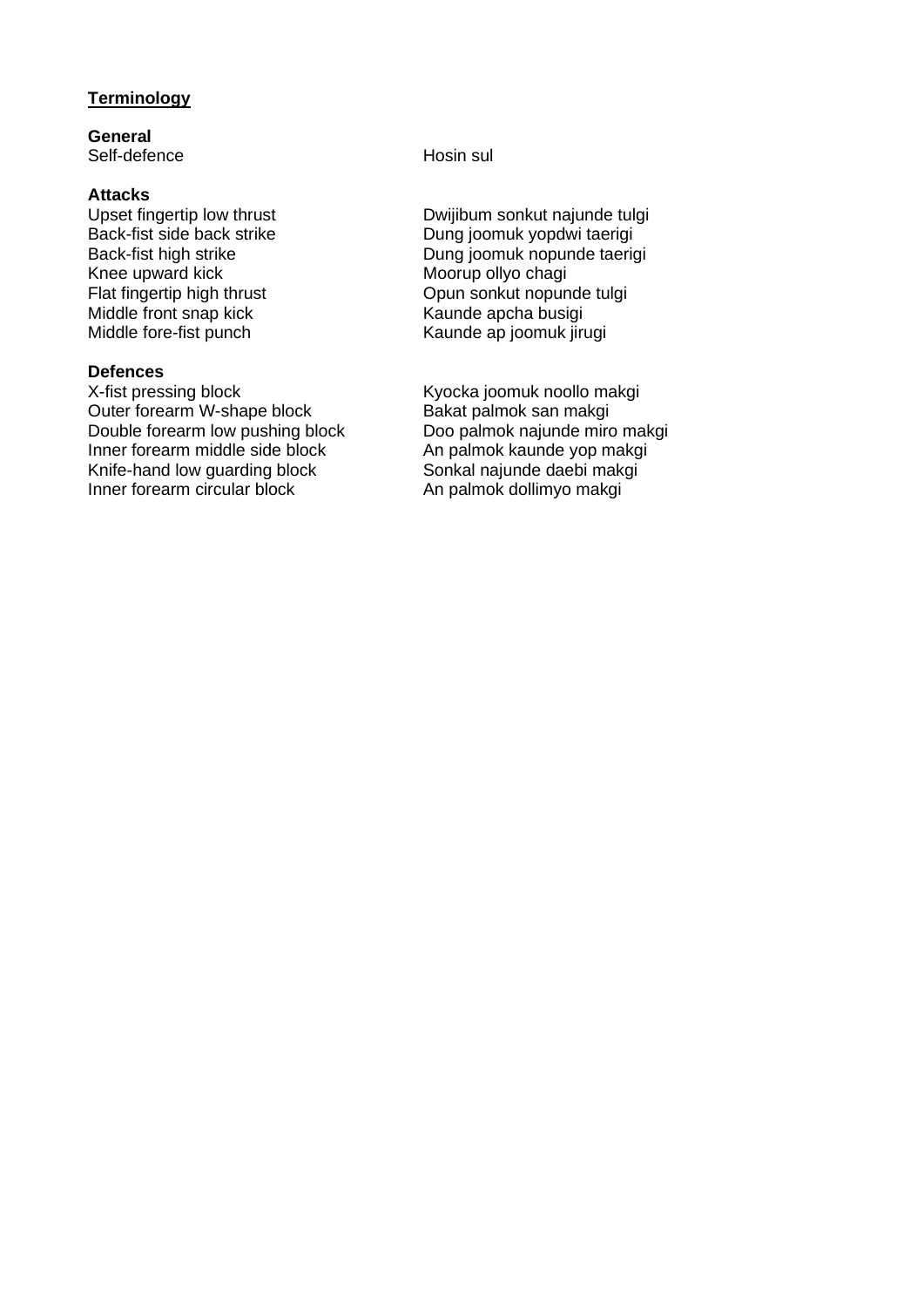**Terminology**

**General**

| | |
|---|---|
| Self-defence | Hosin sul |

**Attacks**

| | |
|---|---|
| Upset fingertip low thrust | Dwijibum sonkut najunde tulgi |
| Back-fist side back strike | Dung joomuk yopdwi taerigi |
| Back-fist high strike | Dung joomuk nopunde taerigi |
| Knee upward kick | Moorup ollyo chagi |
| Flat fingertip high thrust | Opun sonkut nopunde tulgi |
| Middle front snap kick | Kaunde apcha busigi |
| Middle fore-fist punch | Kaunde ap joomuk jirugi |

**Defences**

| | |
|---|---|
| X-fist pressing block | Kyocka joomuk noollo makgi |
| Outer forearm W-shape block | Bakat palmok san makgi |
| Double forearm low pushing block | Doo palmok najunde miro makgi |
| Inner forearm middle side block | An palmok kaunde yop makgi |
| Knife-hand low guarding block | Sonkal najunde daebi makgi |
| Inner forearm circular block | An palmok dollimyo makgi |